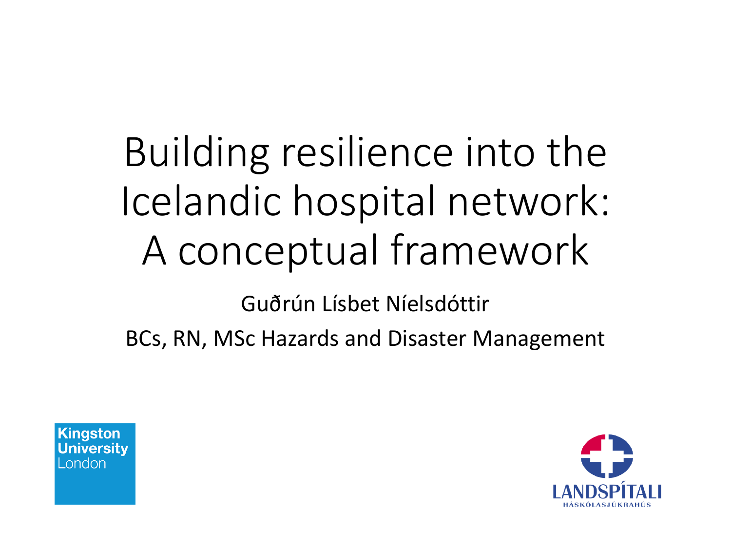# Building resilience into the Icelandic hospital network: A conceptual framework

Guðrún Lísbet Níelsdóttir

BCs, RN, MSc Hazards and Disaster Management

Kingston University London

LANDSPÍTALI HÁSKÓLASJÚKRAHÚS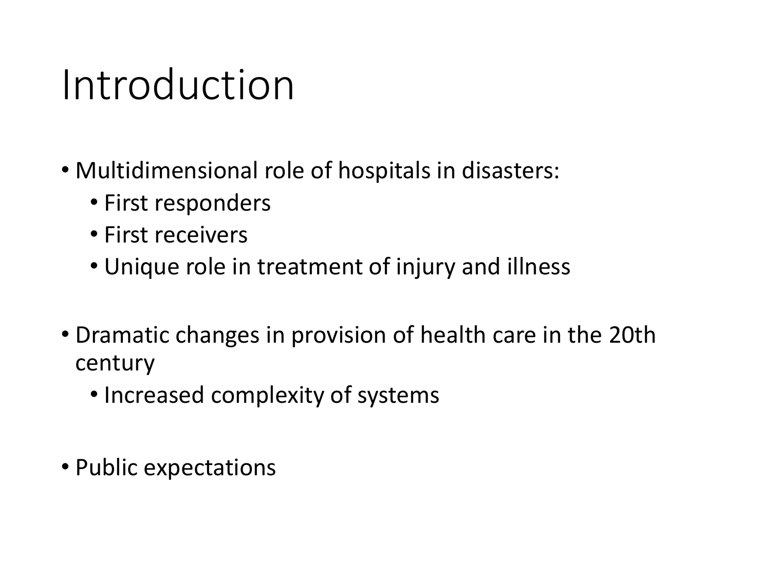# Introduction

- Multidimensional role of hospitals in disasters:
  - First responders
  - First receivers
  - Unique role in treatment of injury and illness

- Dramatic changes in provision of health care in the 20th century
  - Increased complexity of systems

- Public expectations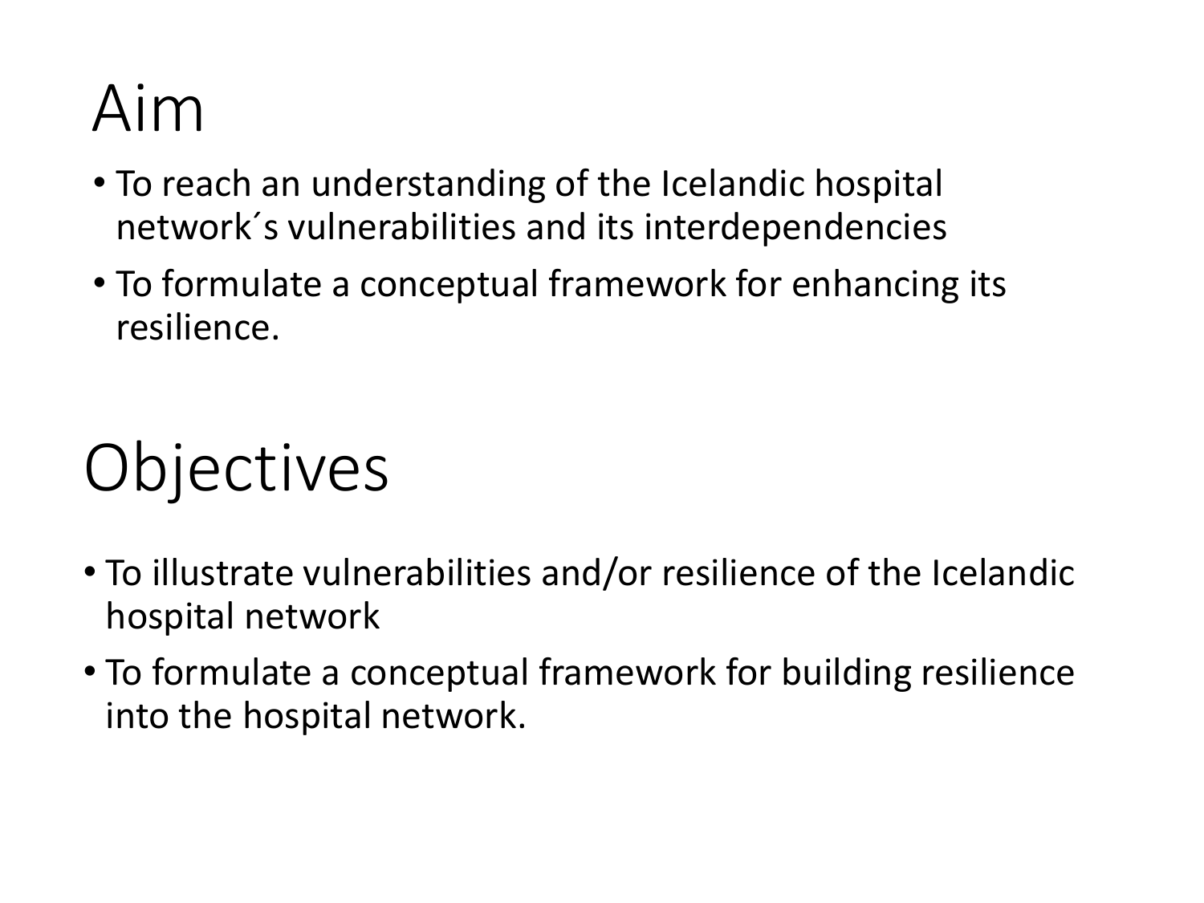# Aim

- To reach an understanding of the Icelandic hospital network´s vulnerabilities and its interdependencies
- To formulate a conceptual framework for enhancing its resilience.

# Objectives

- To illustrate vulnerabilities and/or resilience of the Icelandic hospital network
- To formulate a conceptual framework for building resilience into the hospital network.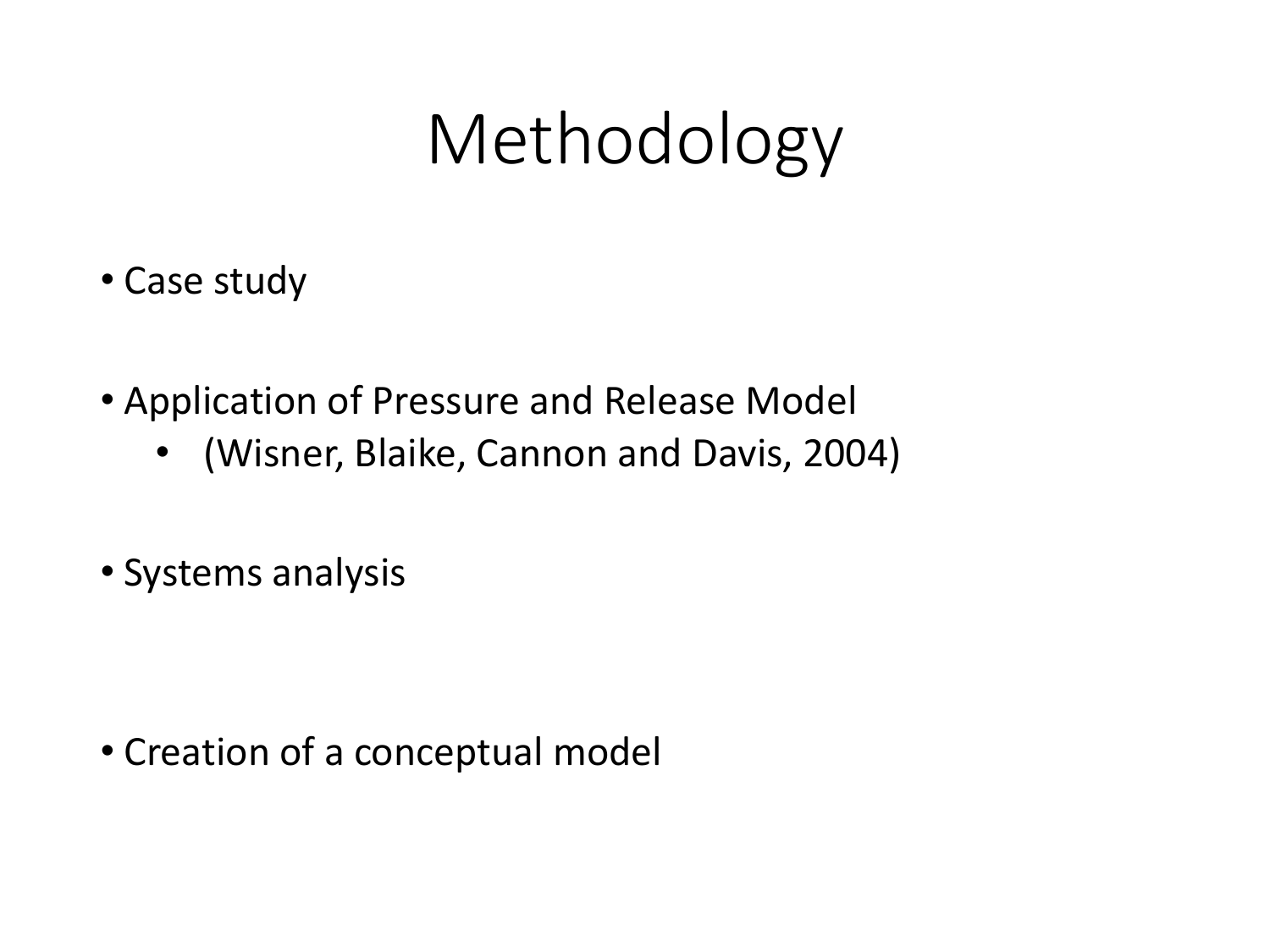# Methodology

- Case study
- Application of Pressure and Release Model
  - (Wisner, Blaike, Cannon and Davis, 2004)
- Systems analysis
- Creation of a conceptual model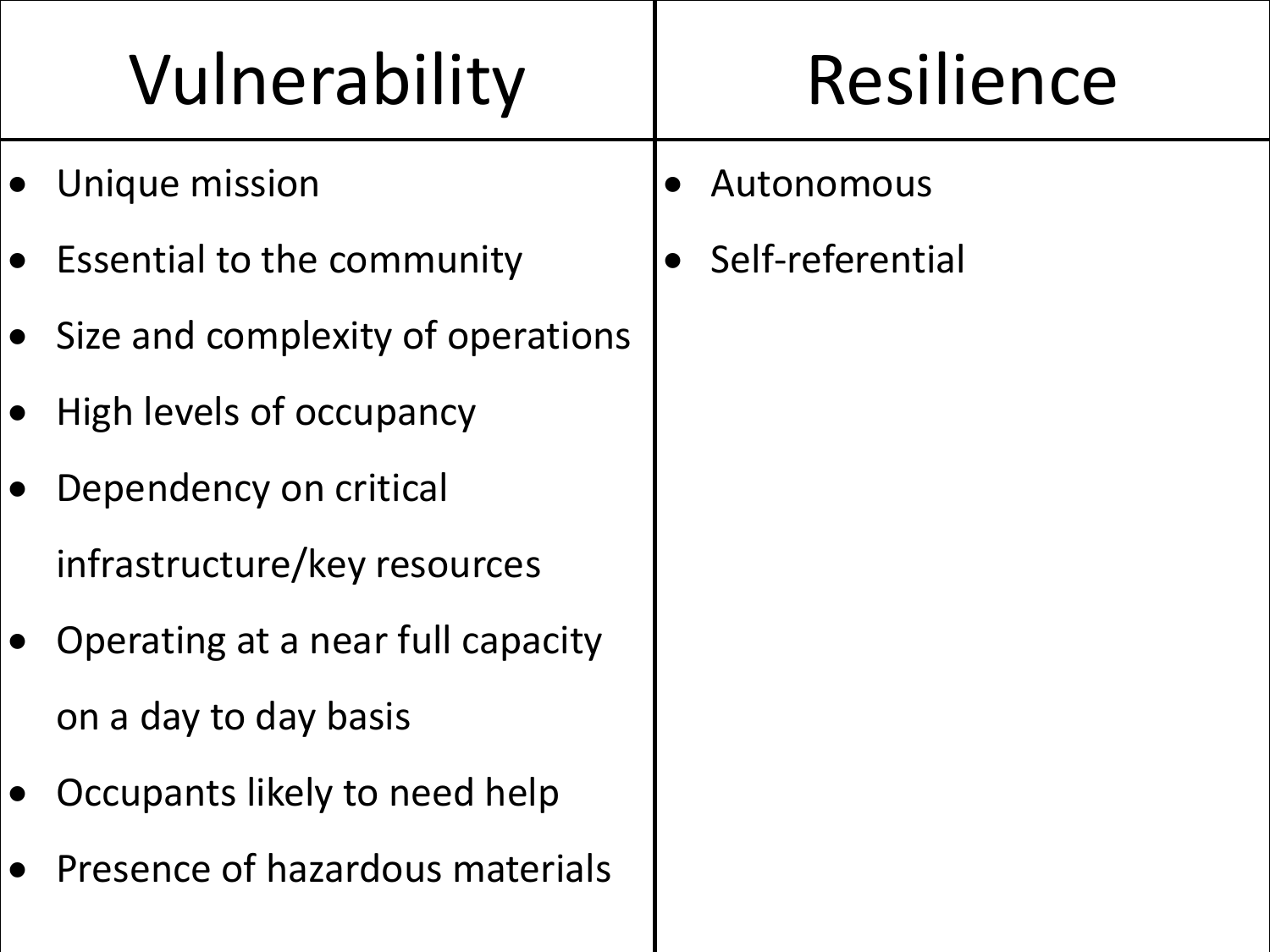| Vulnerability | Resilience |
| --- | --- |
| • Unique mission<br>• Essential to the community<br>• Size and complexity of operations<br>• High levels of occupancy<br>• Dependency on critical infrastructure/key resources<br>• Operating at a near full capacity on a day to day basis<br>• Occupants likely to need help<br>• Presence of hazardous materials | • Autonomous<br>• Self-referential |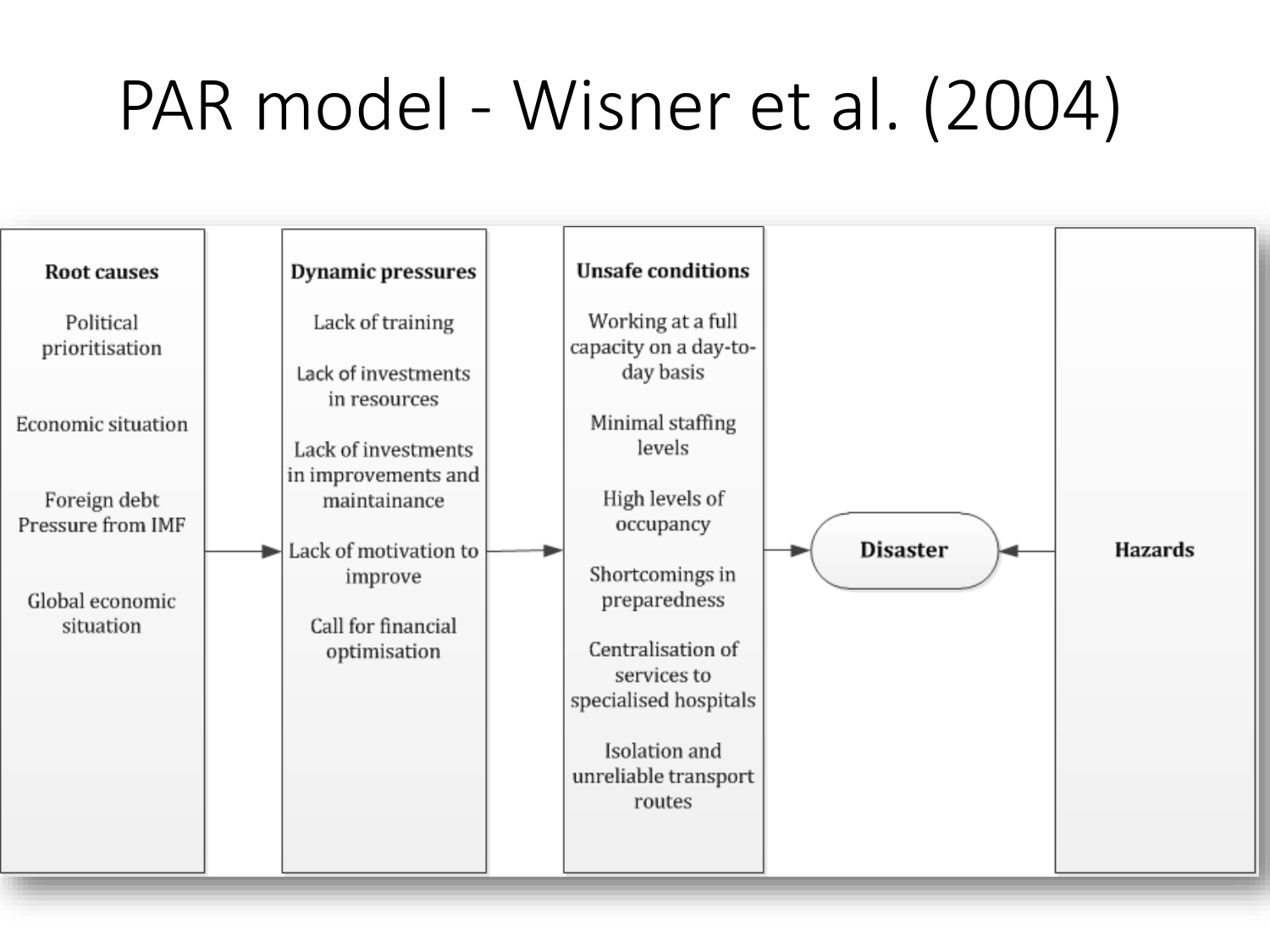# PAR model - Wisner et al. (2004)

| Root causes | Dynamic pressures | Unsafe conditions | | Hazards |
| --- | --- | --- | --- | --- |
| Political prioritisation | Lack of training | Working at a full capacity on a day-to-day basis | | |
| Economic situation | Lack of investments in resources | Minimal staffing levels | | |
| Foreign debt Pressure from IMF | Lack of investments in improvements and maintainance | High levels of occupancy | → Disaster ← | |
| Global economic situation | Lack of motivation to improve | Shortcomings in preparedness | | |
| | Call for financial optimisation | Centralisation of services to specialised hospitals | | |
| | | Isolation and unreliable transport routes | | |

Root causes → Dynamic pressures → Unsafe conditions → **Disaster** ← Hazards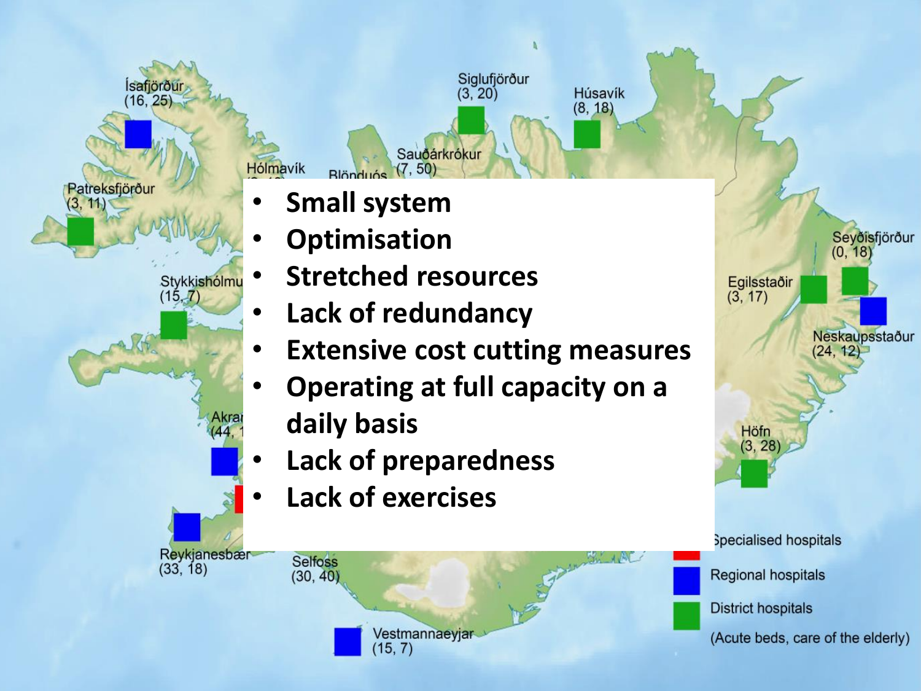- **Small system**
- **Optimisation**
- **Stretched resources**
- **Lack of redundancy**
- **Extensive cost cutting measures**
- **Operating at full capacity on a daily basis**
- **Lack of preparedness**
- **Lack of exercises**

Ísafjörður (16, 25)
Patreksfjörður (3, 11)
Hólmavík
Blönduós
Sauðárkrókur (7, 50)
Siglufjörður (3, 20)
Húsavík (8, 18)
Stykkishólmu (15, 7)
Akra (44, 1
Reykjanesbær (33, 18)
Selfoss (30, 40)
Vestmannaeyjar (15, 7)
Seyðisfjörður (0, 18)
Egilsstaðir (3, 17)
Neskaupsstaður (24, 12)
Höfn (3, 28)

Specialised hospitals
Regional hospitals
District hospitals
(Acute beds, care of the elderly)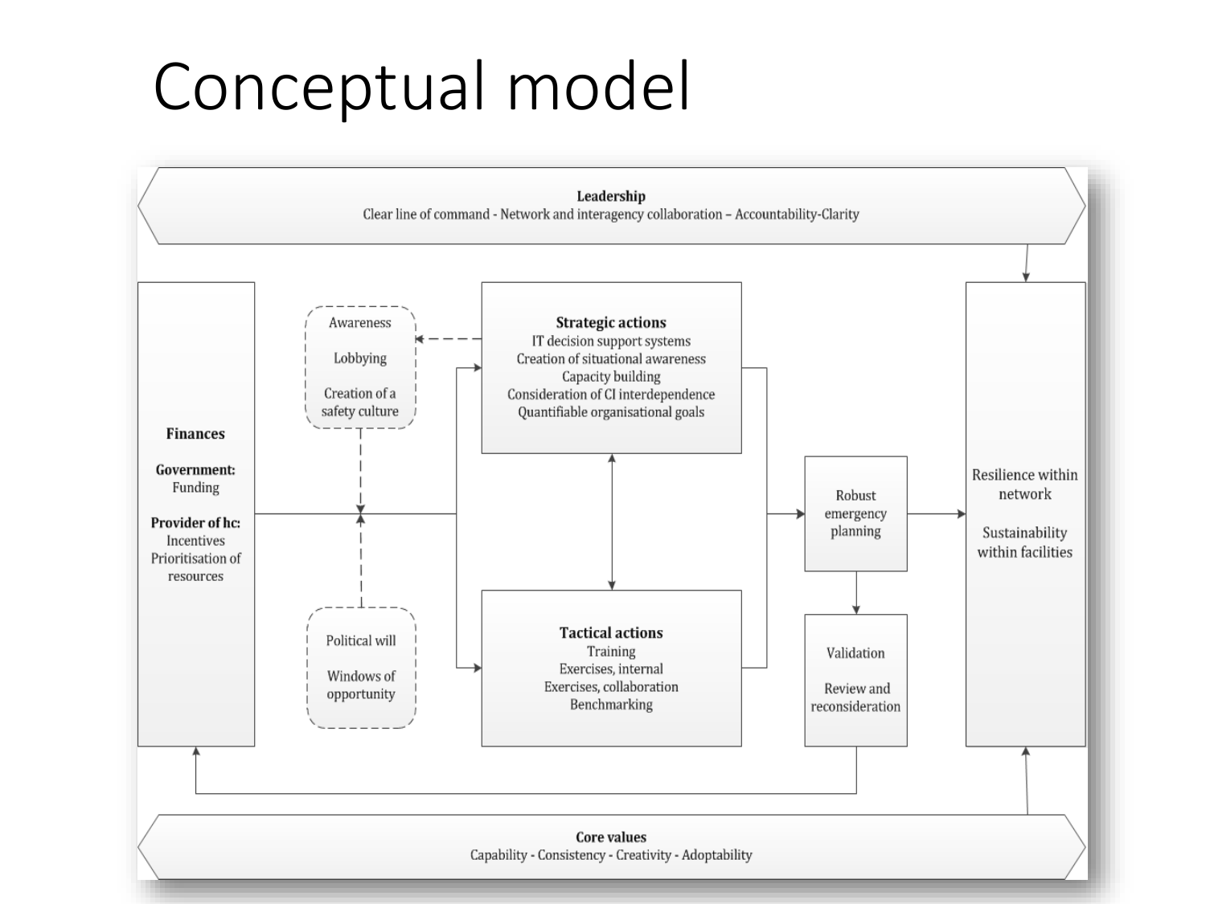# Conceptual model

**Leadership**
Clear line of command - Network and interagency collaboration – Accountability-Clarity

**Finances**

**Government:**
Funding

**Provider of hc:**
Incentives
Prioritisation of resources

Awareness

Lobbying

Creation of a safety culture

Political will

Windows of opportunity

**Strategic actions**
IT decision support systems
Creation of situational awareness
Capacity building
Consideration of CI interdependence
Quantifiable organisational goals

**Tactical actions**
Training
Exercises, internal
Exercises, collaboration
Benchmarking

Robust emergency planning

Validation

Review and reconsideration

Resilience within network

Sustainability within facilities

**Core values**
Capability - Consistency - Creativity - Adoptability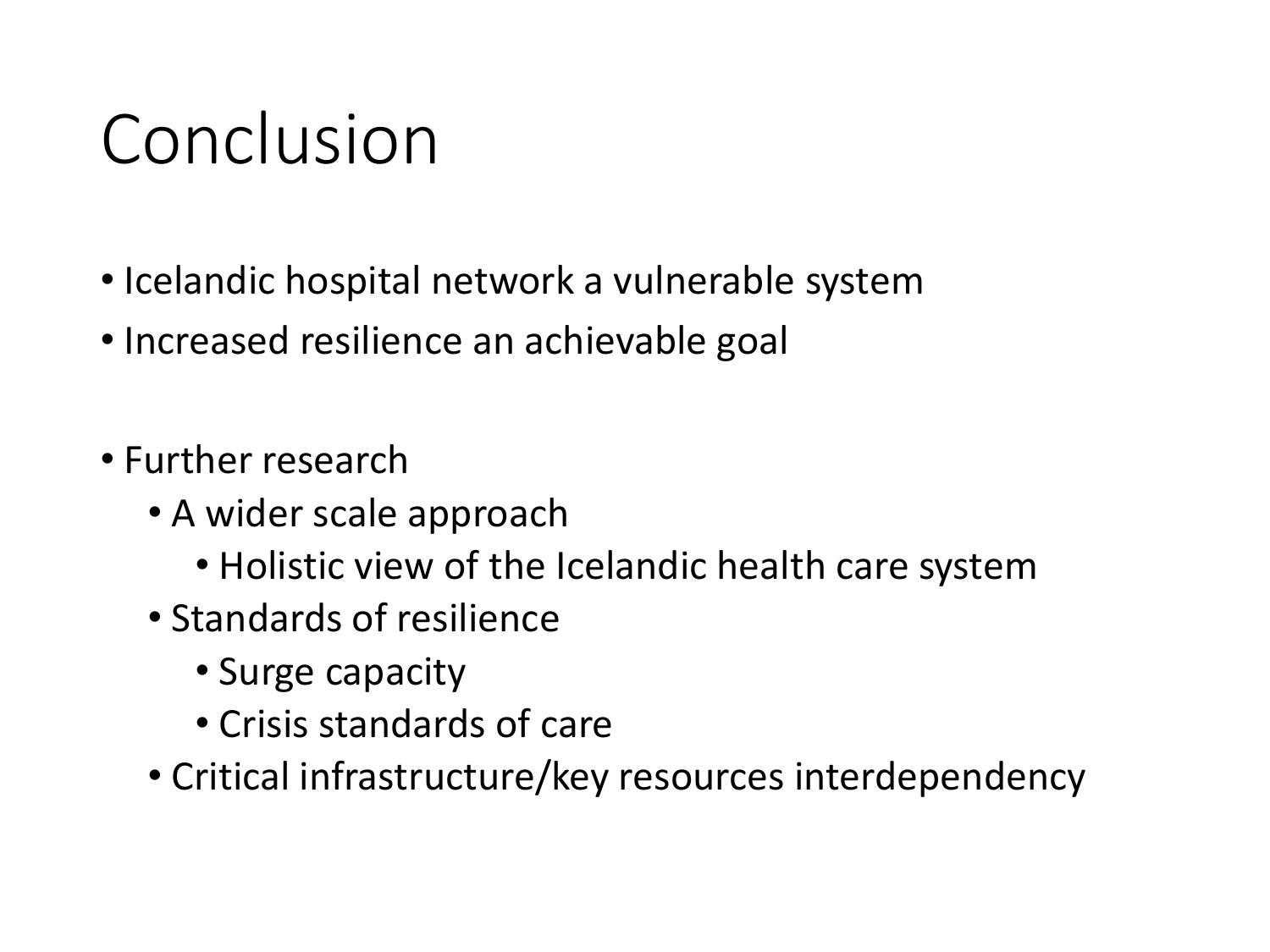# Conclusion

- Icelandic hospital network a vulnerable system
- Increased resilience an achievable goal

- Further research
  - A wider scale approach
    - Holistic view of the Icelandic health care system
  - Standards of resilience
    - Surge capacity
    - Crisis standards of care
  - Critical infrastructure/key resources interdependency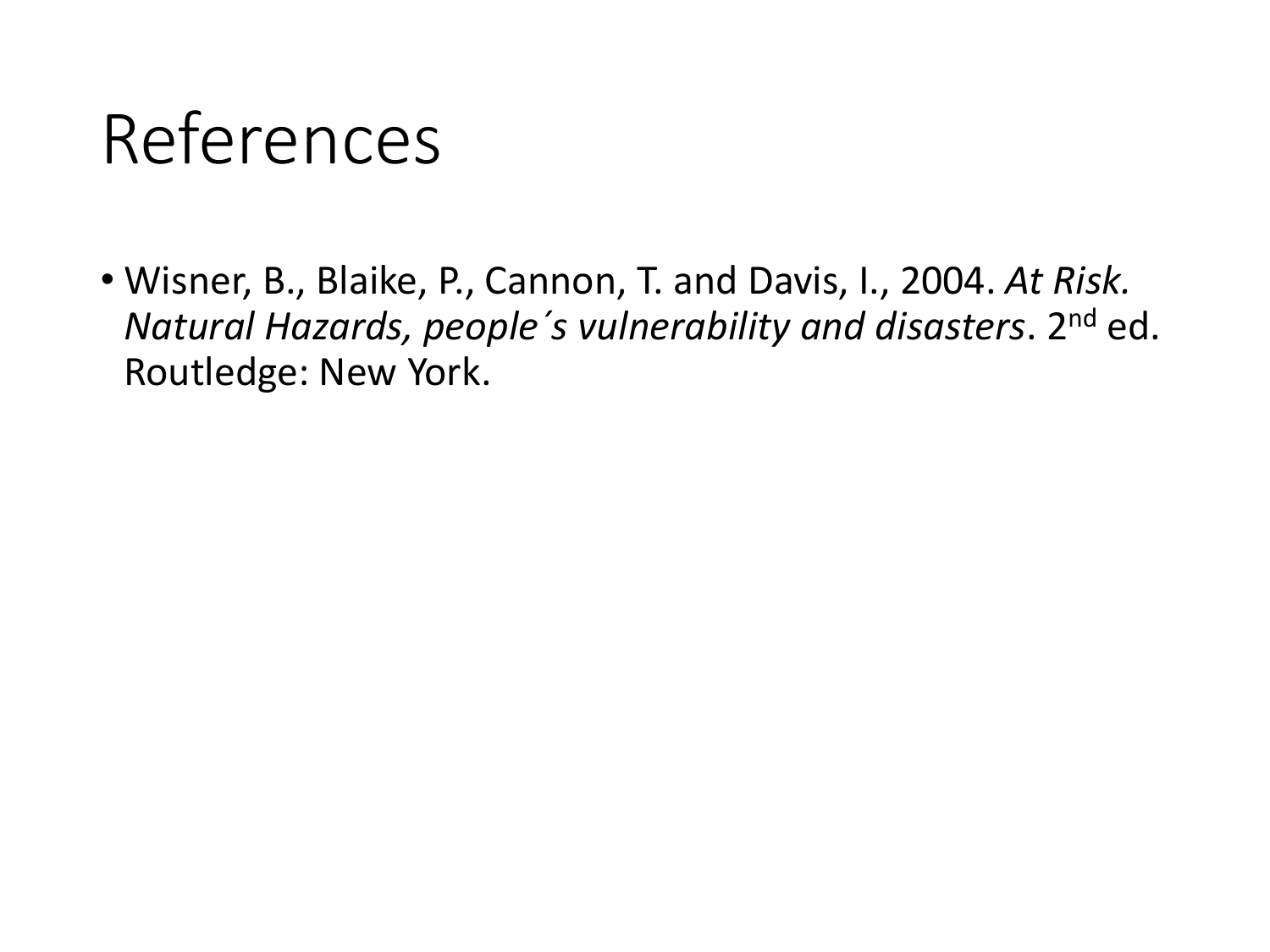# References

- Wisner, B., Blaike, P., Cannon, T. and Davis, I., 2004. *At Risk. Natural Hazards, people´s vulnerability and disasters*. 2nd ed. Routledge: New York.